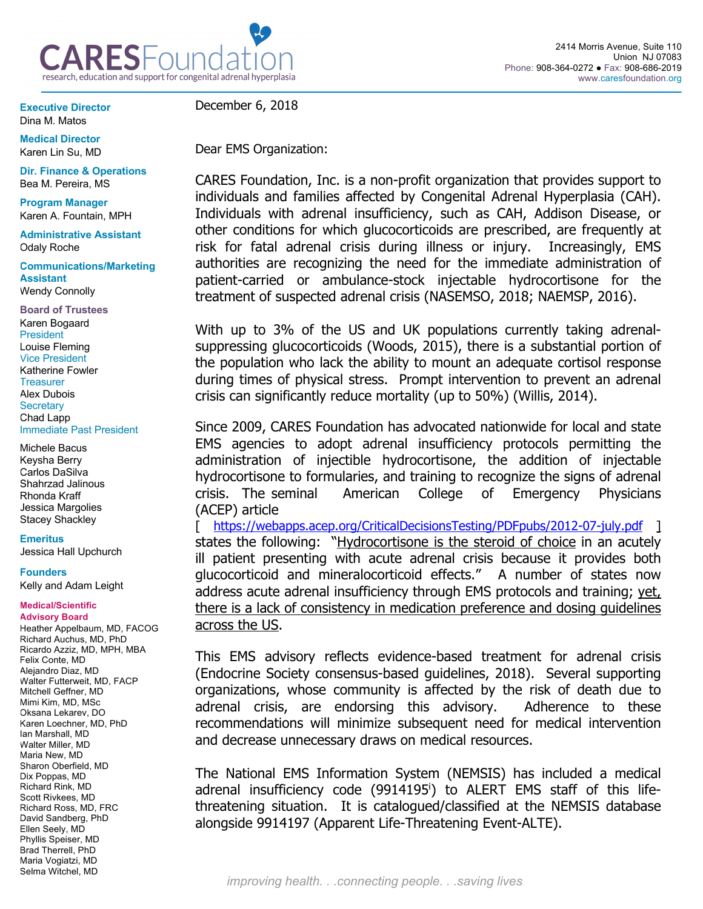# CARES Foundation

research, education and support for congenital adrenal hyperplasia

2414 Morris Avenue, Suite 110
Union NJ 07083
Phone: 908-364-0272 ● Fax: 908-686-2019
www.caresfoundation.org

**Executive Director**
Dina M. Matos

**Medical Director**
Karen Lin Su, MD

**Dir. Finance & Operations**
Bea M. Pereira, MS

**Program Manager**
Karen A. Fountain, MPH

**Administrative Assistant**
Odaly Roche

**Communications/Marketing Assistant**
Wendy Connolly

**Board of Trustees**
Karen Bogaard
President
Louise Fleming
Vice President
Katherine Fowler
Treasurer
Alex Dubois
Secretary
Chad Lapp
Immediate Past President

Michele Bacus
Keysha Berry
Carlos DaSilva
Shahrzad Jalinous
Rhonda Kraff
Jessica Margolies
Stacey Shackley

**Emeritus**
Jessica Hall Upchurch

**Founders**
Kelly and Adam Leight

**Medical/Scientific Advisory Board**
Heather Appelbaum, MD, FACOG
Richard Auchus, MD, PhD
Ricardo Azziz, MD, MPH, MBA
Felix Conte, MD
Alejandro Diaz, MD
Walter Futterweit, MD, FACP
Mitchell Geffner, MD
Mimi Kim, MD, MSc
Oksana Lekarev, DO
Karen Loechner, MD, PhD
Ian Marshall, MD
Walter Miller, MD
Maria New, MD
Sharon Oberfield, MD
Dix Poppas, MD
Richard Rink, MD
Scott Rivkees, MD
Richard Ross, MD, FRC
David Sandberg, PhD
Ellen Seely, MD
Phyllis Speiser, MD
Brad Therrell, PhD
Maria Vogiatzi, MD
Selma Witchel, MD

December 6, 2018

Dear EMS Organization:

CARES Foundation, Inc. is a non-profit organization that provides support to individuals and families affected by Congenital Adrenal Hyperplasia (CAH). Individuals with adrenal insufficiency, such as CAH, Addison Disease, or other conditions for which glucocorticoids are prescribed, are frequently at risk for fatal adrenal crisis during illness or injury. Increasingly, EMS authorities are recognizing the need for the immediate administration of patient-carried or ambulance-stock injectable hydrocortisone for the treatment of suspected adrenal crisis (NASEMSO, 2018; NAEMSP, 2016).

With up to 3% of the US and UK populations currently taking adrenal-suppressing glucocorticoids (Woods, 2015), there is a substantial portion of the population who lack the ability to mount an adequate cortisol response during times of physical stress. Prompt intervention to prevent an adrenal crisis can significantly reduce mortality (up to 50%) (Willis, 2014).

Since 2009, CARES Foundation has advocated nationwide for local and state EMS agencies to adopt adrenal insufficiency protocols permitting the administration of injectible hydrocortisone, the addition of injectable hydrocortisone to formularies, and training to recognize the signs of adrenal crisis. The seminal American College of Emergency Physicians (ACEP) article [ https://webapps.acep.org/CriticalDecisionsTesting/PDFpubs/2012-07-july.pdf ] states the following: "Hydrocortisone is the steroid of choice in an acutely ill patient presenting with acute adrenal crisis because it provides both glucocorticoid and mineralocorticoid effects." A number of states now address acute adrenal insufficiency through EMS protocols and training; yet, there is a lack of consistency in medication preference and dosing guidelines across the US.

This EMS advisory reflects evidence-based treatment for adrenal crisis (Endocrine Society consensus-based guidelines, 2018). Several supporting organizations, whose community is affected by the risk of death due to adrenal crisis, are endorsing this advisory. Adherence to these recommendations will minimize subsequent need for medical intervention and decrease unnecessary draws on medical resources.

The National EMS Information System (NEMSIS) has included a medical adrenal insufficiency code (9914195[i]) to ALERT EMS staff of this life-threatening situation. It is catalogued/classified at the NEMSIS database alongside 9914197 (Apparent Life-Threatening Event-ALTE).

*improving health. . .connecting people. . .saving lives*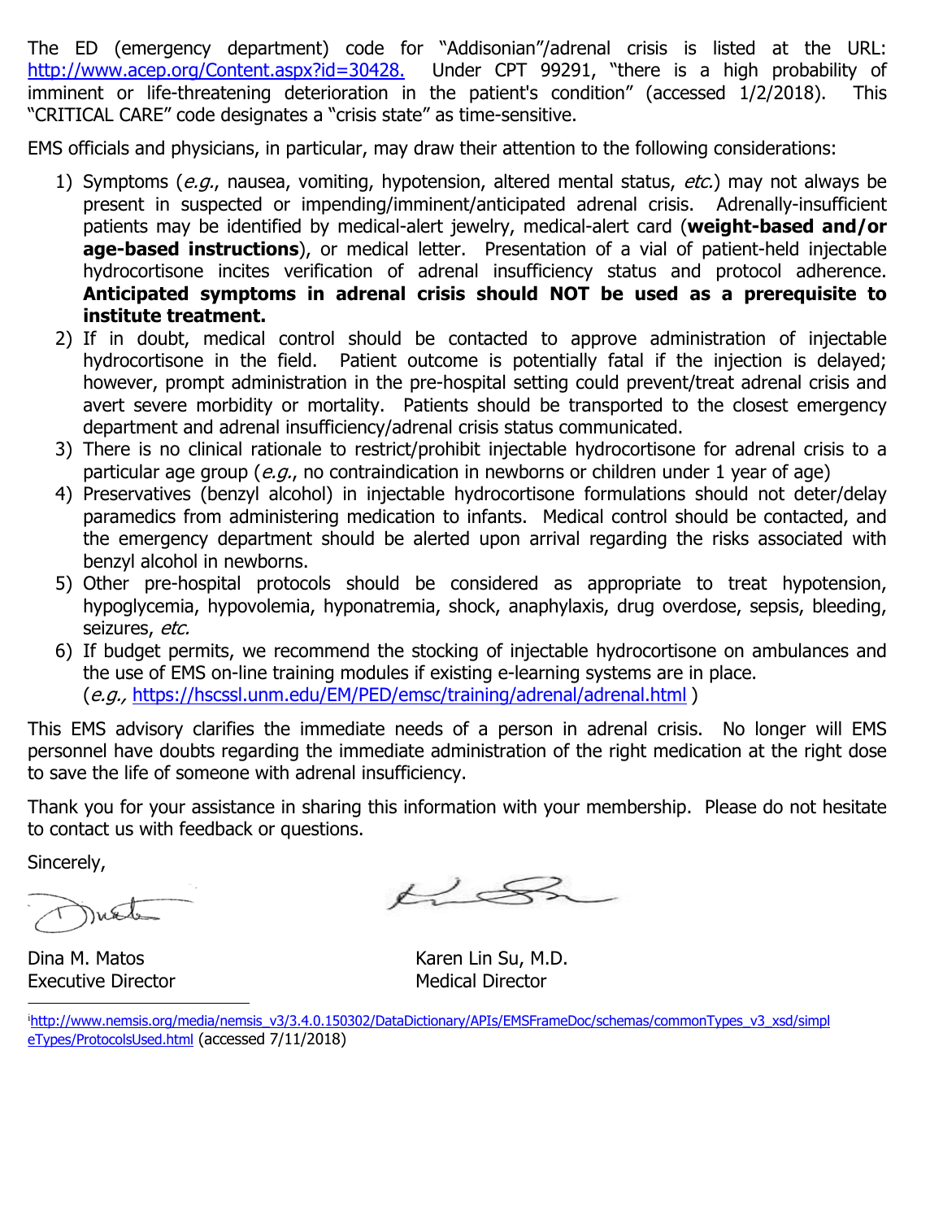The ED (emergency department) code for "Addisonian"/adrenal crisis is listed at the URL: http://www.acep.org/Content.aspx?id=30428. Under CPT 99291, "there is a high probability of imminent or life-threatening deterioration in the patient's condition" (accessed 1/2/2018). This "CRITICAL CARE" code designates a "crisis state" as time-sensitive.

EMS officials and physicians, in particular, may draw their attention to the following considerations:

1) Symptoms (*e.g.*, nausea, vomiting, hypotension, altered mental status, *etc.*) may not always be present in suspected or impending/imminent/anticipated adrenal crisis. Adrenally-insufficient patients may be identified by medical-alert jewelry, medical-alert card (**weight-based and/or age-based instructions**), or medical letter. Presentation of a vial of patient-held injectable hydrocortisone incites verification of adrenal insufficiency status and protocol adherence. **Anticipated symptoms in adrenal crisis should NOT be used as a prerequisite to institute treatment.**
2) If in doubt, medical control should be contacted to approve administration of injectable hydrocortisone in the field. Patient outcome is potentially fatal if the injection is delayed; however, prompt administration in the pre-hospital setting could prevent/treat adrenal crisis and avert severe morbidity or mortality. Patients should be transported to the closest emergency department and adrenal insufficiency/adrenal crisis status communicated.
3) There is no clinical rationale to restrict/prohibit injectable hydrocortisone for adrenal crisis to a particular age group (*e.g.*, no contraindication in newborns or children under 1 year of age)
4) Preservatives (benzyl alcohol) in injectable hydrocortisone formulations should not deter/delay paramedics from administering medication to infants. Medical control should be contacted, and the emergency department should be alerted upon arrival regarding the risks associated with benzyl alcohol in newborns.
5) Other pre-hospital protocols should be considered as appropriate to treat hypotension, hypoglycemia, hypovolemia, hyponatremia, shock, anaphylaxis, drug overdose, sepsis, bleeding, seizures, *etc.*
6) If budget permits, we recommend the stocking of injectable hydrocortisone on ambulances and the use of EMS on-line training modules if existing e-learning systems are in place. (*e.g.,* https://hscssl.unm.edu/EM/PED/emsc/training/adrenal/adrenal.html )

This EMS advisory clarifies the immediate needs of a person in adrenal crisis. No longer will EMS personnel have doubts regarding the immediate administration of the right medication at the right dose to save the life of someone with adrenal insufficiency.

Thank you for your assistance in sharing this information with your membership. Please do not hesitate to contact us with feedback or questions.

Sincerely,

Dina M. Matos
Executive Director

Karen Lin Su, M.D.
Medical Director

---

[i] http://www.nemsis.org/media/nemsis_v3/3.4.0.150302/DataDictionary/APIs/EMSFrameDoc/schemas/commonTypes_v3_xsd/simpleTypes/ProtocolsUsed.html (accessed 7/11/2018)